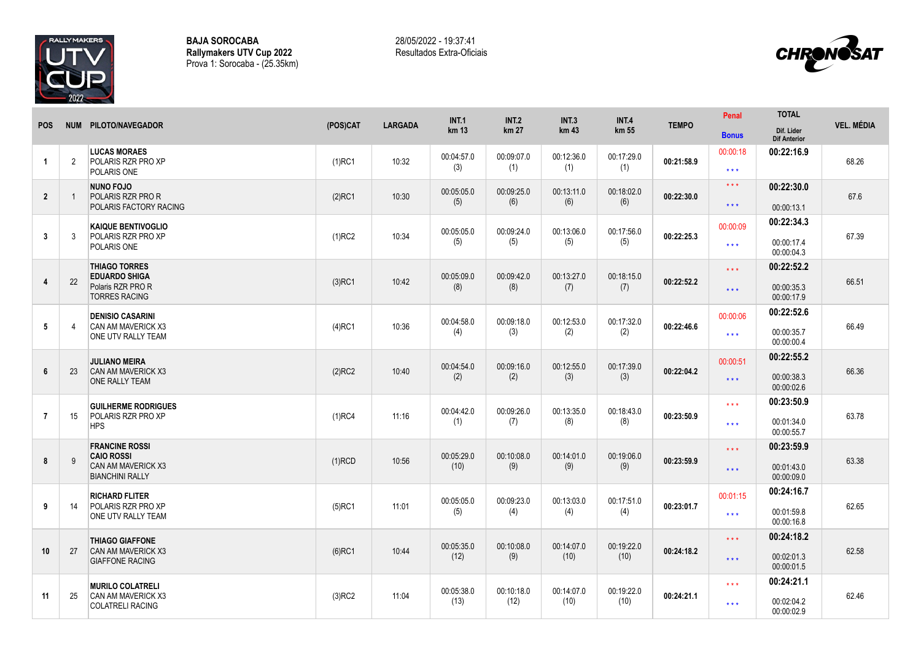**BAJA SOROCABA**
**Rallymakers UTV Cup 2022**
Prova 1: Sorocaba - (25.35km)

28/05/2022 - 19:37:41
Resultados Extra-Oficiais

| POS | NUM | PILOTO/NAVEGADOR | (POS)CAT | LARGADA | INT.1 km 13 | INT.2 km 27 | INT.3 km 43 | INT.4 km 55 | TEMPO | Penal / Bonus | TOTAL / Dif. Lider / Dif Anterior | VEL. MÉDIA |
|---|---|---|---|---|---|---|---|---|---|---|---|---|
| 1 | 2 | **LUCAS MORAES** POLARIS RZR PRO XP POLARIS ONE | (1)RC1 | 10:32 | 00:04:57.0 (3) | 00:09:07.0 (1) | 00:12:36.0 (1) | 00:17:29.0 (1) | **00:21:58.9** | 00:00:18 / * * * | **00:22:16.9** | 68.26 |
| 2 | 1 | **NUNO FOJO** POLARIS RZR PRO R POLARIS FACTORY RACING | (2)RC1 | 10:30 | 00:05:05.0 (5) | 00:09:25.0 (6) | 00:13:11.0 (6) | 00:18:02.0 (6) | **00:22:30.0** | * * * / * * * | **00:22:30.0** 00:00:13.1 | 67.6 |
| 3 | 3 | **KAIQUE BENTIVOGLIO** POLARIS RZR PRO XP POLARIS ONE | (1)RC2 | 10:34 | 00:05:05.0 (5) | 00:09:24.0 (5) | 00:13:06.0 (5) | 00:17:56.0 (5) | **00:22:25.3** | 00:00:09 / * * * | **00:22:34.3** 00:00:17.4 00:00:04.3 | 67.39 |
| 4 | 22 | **THIAGO TORRES** **EDUARDO SHIGA** Polaris RZR PRO R TORRES RACING | (3)RC1 | 10:42 | 00:05:09.0 (8) | 00:09:42.0 (8) | 00:13:27.0 (7) | 00:18:15.0 (7) | **00:22:52.2** | * * * / * * * | **00:22:52.2** 00:00:35.3 00:00:17.9 | 66.51 |
| 5 | 4 | **DENISIO CASARINI** CAN AM MAVERICK X3 ONE UTV RALLY TEAM | (4)RC1 | 10:36 | 00:04:58.0 (4) | 00:09:18.0 (3) | 00:12:53.0 (2) | 00:17:32.0 (2) | **00:22:46.6** | 00:00:06 / * * * | **00:22:52.6** 00:00:35.7 00:00:00.4 | 66.49 |
| 6 | 23 | **JULIANO MEIRA** CAN AM MAVERICK X3 ONE RALLY TEAM | (2)RC2 | 10:40 | 00:04:54.0 (2) | 00:09:16.0 (2) | 00:12:55.0 (3) | 00:17:39.0 (3) | **00:22:04.2** | 00:00:51 / * * * | **00:22:55.2** 00:00:38.3 00:00:02.6 | 66.36 |
| 7 | 15 | **GUILHERME RODRIGUES** POLARIS RZR PRO XP HPS | (1)RC4 | 11:16 | 00:04:42.0 (1) | 00:09:26.0 (7) | 00:13:35.0 (8) | 00:18:43.0 (8) | **00:23:50.9** | * * * / * * * | **00:23:50.9** 00:01:34.0 00:00:55.7 | 63.78 |
| 8 | 9 | **FRANCINE ROSSI** **CAIO ROSSI** CAN AM MAVERICK X3 BIANCHINI RALLY | (1)RCD | 10:56 | 00:05:29.0 (10) | 00:10:08.0 (9) | 00:14:01.0 (9) | 00:19:06.0 (9) | **00:23:59.9** | * * * / * * * | **00:23:59.9** 00:01:43.0 00:00:09.0 | 63.38 |
| 9 | 14 | **RICHARD FLITER** POLARIS RZR PRO XP ONE UTV RALLY TEAM | (5)RC1 | 11:01 | 00:05:05.0 (5) | 00:09:23.0 (4) | 00:13:03.0 (4) | 00:17:51.0 (4) | **00:23:01.7** | 00:01:15 / * * * | **00:24:16.7** 00:01:59.8 00:00:16.8 | 62.65 |
| 10 | 27 | **THIAGO GIAFFONE** CAN AM MAVERICK X3 GIAFFONE RACING | (6)RC1 | 10:44 | 00:05:35.0 (12) | 00:10:08.0 (9) | 00:14:07.0 (10) | 00:19:22.0 (10) | **00:24:18.2** | * * * / * * * | **00:24:18.2** 00:02:01.3 00:00:01.5 | 62.58 |
| 11 | 25 | **MURILO COLATRELI** CAN AM MAVERICK X3 COLATRELI RACING | (3)RC2 | 11:04 | 00:05:38.0 (13) | 00:10:18.0 (12) | 00:14:07.0 (10) | 00:19:22.0 (10) | **00:24:21.1** | * * * / * * * | **00:24:21.1** 00:02:04.2 00:00:02.9 | 62.46 |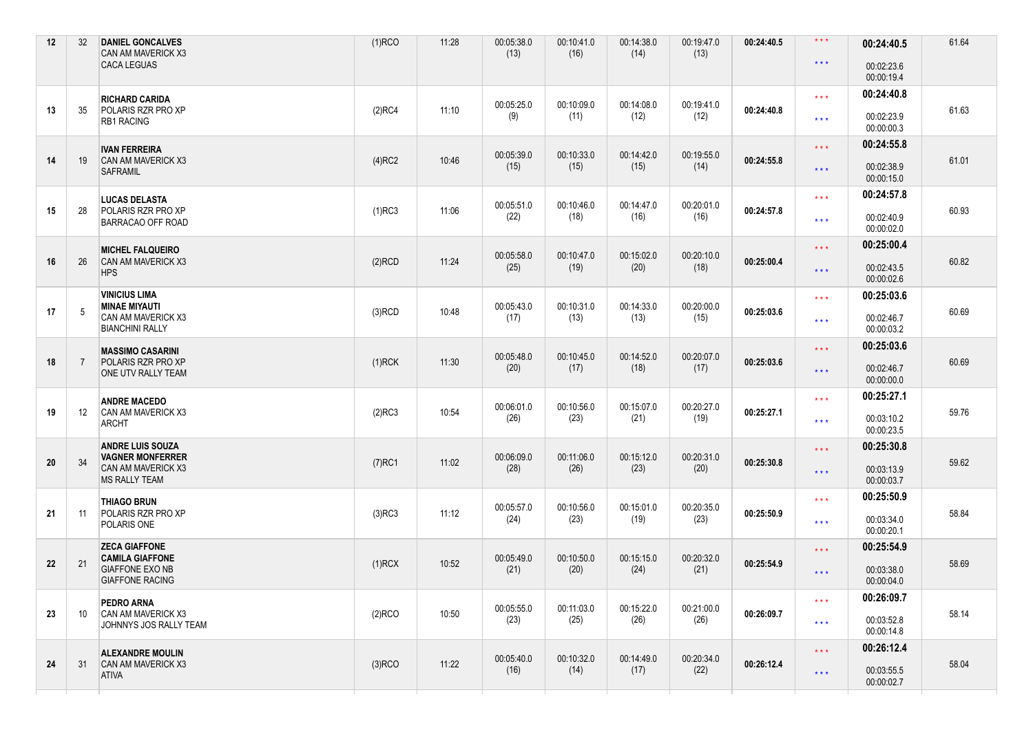| | | | | | | | | | | | | |
|---|---|---|---|---|---|---|---|---|---|---|---|---|
| 12 | 32 | DANIEL GONCALVES<br>CAN AM MAVERICK X3<br>CACA LEGUAS | (1)RCO | 11:28 | 00:05:38.0<br>(13) | 00:10:41.0<br>(16) | 00:14:38.0<br>(14) | 00:19:47.0<br>(13) | 00:24:40.5 | * * *<br>* * * | 00:24:40.5<br>00:02:23.6<br>00:00:19.4 | 61.64 |
| 13 | 35 | RICHARD CARIDA<br>POLARIS RZR PRO XP<br>RB1 RACING | (2)RC4 | 11:10 | 00:05:25.0<br>(9) | 00:10:09.0<br>(11) | 00:14:08.0<br>(12) | 00:19:41.0<br>(12) | 00:24:40.8 | * * *<br>* * * | 00:24:40.8<br>00:02:23.9<br>00:00:00.3 | 61.63 |
| 14 | 19 | IVAN FERREIRA<br>CAN AM MAVERICK X3<br>SAFRAMIL | (4)RC2 | 10:46 | 00:05:39.0<br>(15) | 00:10:33.0<br>(15) | 00:14:42.0<br>(15) | 00:19:55.0<br>(14) | 00:24:55.8 | * * *<br>* * * | 00:24:55.8<br>00:02:38.9<br>00:00:15.0 | 61.01 |
| 15 | 28 | LUCAS DELASTA<br>POLARIS RZR PRO XP<br>BARRACAO OFF ROAD | (1)RC3 | 11:06 | 00:05:51.0<br>(22) | 00:10:46.0<br>(18) | 00:14:47.0<br>(16) | 00:20:01.0<br>(16) | 00:24:57.8 | * * *<br>* * * | 00:24:57.8<br>00:02:40.9<br>00:00:02.0 | 60.93 |
| 16 | 26 | MICHEL FALQUEIRO<br>CAN AM MAVERICK X3<br>HPS | (2)RCD | 11:24 | 00:05:58.0<br>(25) | 00:10:47.0<br>(19) | 00:15:02.0<br>(20) | 00:20:10.0<br>(18) | 00:25:00.4 | * * *<br>* * * | 00:25:00.4<br>00:02:43.5<br>00:00:02.6 | 60.82 |
| 17 | 5 | VINICIUS LIMA<br>MINAE MIYAUTI<br>CAN AM MAVERICK X3<br>BIANCHINI RALLY | (3)RCD | 10:48 | 00:05:43.0<br>(17) | 00:10:31.0<br>(13) | 00:14:33.0<br>(13) | 00:20:00.0<br>(15) | 00:25:03.6 | * * *<br>* * * | 00:25:03.6<br>00:02:46.7<br>00:00:03.2 | 60.69 |
| 18 | 7 | MASSIMO CASARINI<br>POLARIS RZR PRO XP<br>ONE UTV RALLY TEAM | (1)RCK | 11:30 | 00:05:48.0<br>(20) | 00:10:45.0<br>(17) | 00:14:52.0<br>(18) | 00:20:07.0<br>(17) | 00:25:03.6 | * * *<br>* * * | 00:25:03.6<br>00:02:46.7<br>00:00:00.0 | 60.69 |
| 19 | 12 | ANDRE MACEDO<br>CAN AM MAVERICK X3<br>ARCHT | (2)RC3 | 10:54 | 00:06:01.0<br>(26) | 00:10:56.0<br>(23) | 00:15:07.0<br>(21) | 00:20:27.0<br>(19) | 00:25:27.1 | * * *<br>* * * | 00:25:27.1<br>00:03:10.2<br>00:00:23.5 | 59.76 |
| 20 | 34 | ANDRE LUIS SOUZA<br>VAGNER MONFERRER<br>CAN AM MAVERICK X3<br>MS RALLY TEAM | (7)RC1 | 11:02 | 00:06:09.0<br>(28) | 00:11:06.0<br>(26) | 00:15:12.0<br>(23) | 00:20:31.0<br>(20) | 00:25:30.8 | * * *<br>* * * | 00:25:30.8<br>00:03:13.9<br>00:00:03.7 | 59.62 |
| 21 | 11 | THIAGO BRUN<br>POLARIS RZR PRO XP<br>POLARIS ONE | (3)RC3 | 11:12 | 00:05:57.0<br>(24) | 00:10:56.0<br>(23) | 00:15:01.0<br>(19) | 00:20:35.0<br>(23) | 00:25:50.9 | * * *<br>* * * | 00:25:50.9<br>00:03:34.0<br>00:00:20.1 | 58.84 |
| 22 | 21 | ZECA GIAFFONE<br>CAMILA GIAFFONE<br>GIAFFONE EXO NB<br>GIAFFONE RACING | (1)RCX | 10:52 | 00:05:49.0<br>(21) | 00:10:50.0<br>(20) | 00:15:15.0<br>(24) | 00:20:32.0<br>(21) | 00:25:54.9 | * * *<br>* * * | 00:25:54.9<br>00:03:38.0<br>00:00:04.0 | 58.69 |
| 23 | 10 | PEDRO ARNA<br>CAN AM MAVERICK X3<br>JOHNNYS JOS RALLY TEAM | (2)RCO | 10:50 | 00:05:55.0<br>(23) | 00:11:03.0<br>(25) | 00:15:22.0<br>(26) | 00:21:00.0<br>(26) | 00:26:09.7 | * * *<br>* * * | 00:26:09.7<br>00:03:52.8<br>00:00:14.8 | 58.14 |
| 24 | 31 | ALEXANDRE MOULIN<br>CAN AM MAVERICK X3<br>ATIVA | (3)RCO | 11:22 | 00:05:40.0<br>(16) | 00:10:32.0<br>(14) | 00:14:49.0<br>(17) | 00:20:34.0<br>(22) | 00:26:12.4 | * * *<br>* * * | 00:26:12.4<br>00:03:55.5<br>00:00:02.7 | 58.04 |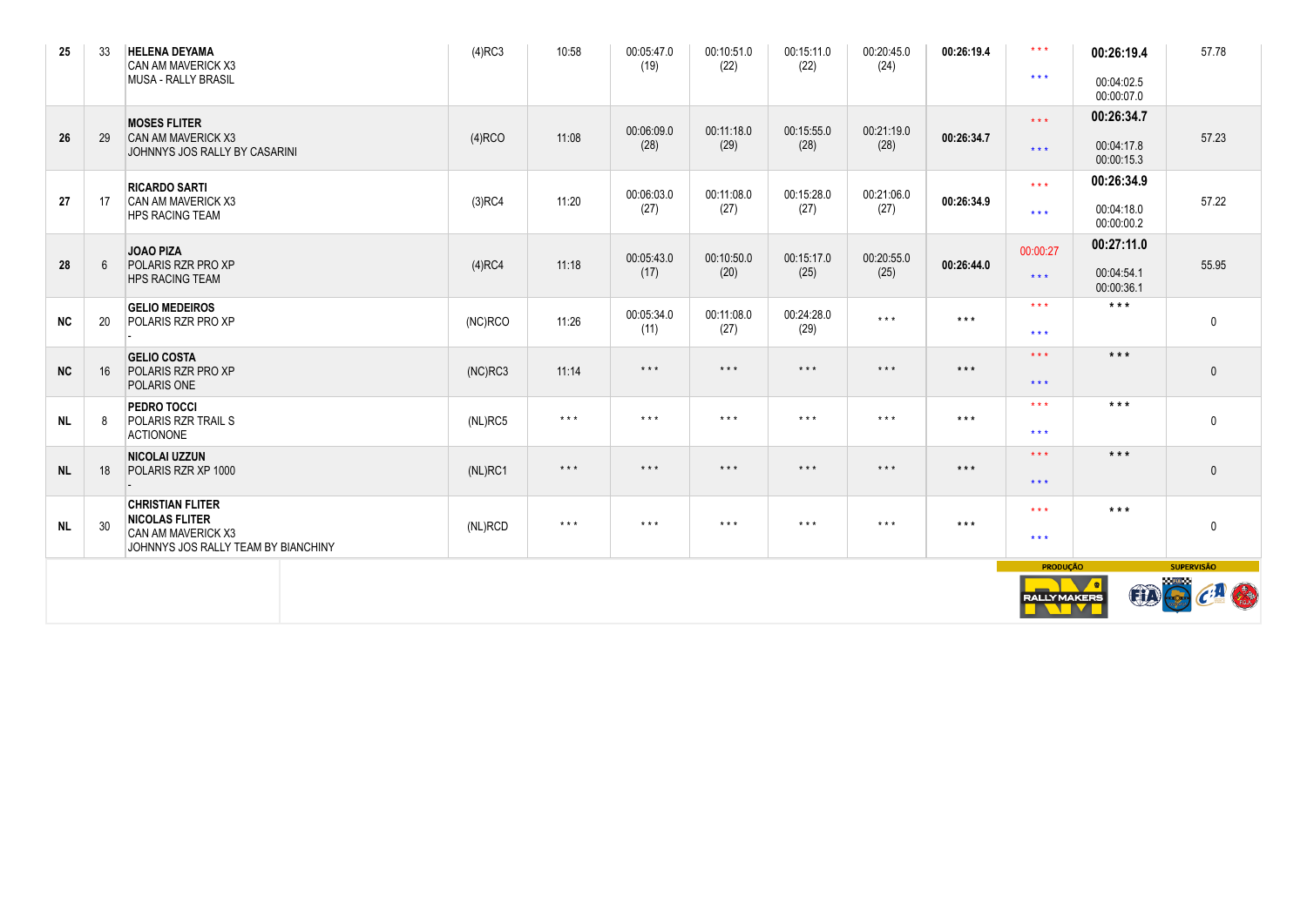| | | | | | | | | | | | | |
|---|---|---|---|---|---|---|---|---|---|---|---|---|
| 25 | 33 | **HELENA DEYAMA** CAN AM MAVERICK X3 MUSA - RALLY BRASIL | (4)RC3 | 10:58 | 00:05:47.0 (19) | 00:10:51.0 (22) | 00:15:11.0 (22) | 00:20:45.0 (24) | **00:26:19.4** | * * * * * * | **00:26:19.4** 00:04:02.5 00:00:07.0 | 57.78 |
| 26 | 29 | **MOSES FLITER** CAN AM MAVERICK X3 JOHNNYS JOS RALLY BY CASARINI | (4)RCO | 11:08 | 00:06:09.0 (28) | 00:11:18.0 (29) | 00:15:55.0 (28) | 00:21:19.0 (28) | **00:26:34.7** | * * * * * * | **00:26:34.7** 00:04:17.8 00:00:15.3 | 57.23 |
| 27 | 17 | **RICARDO SARTI** CAN AM MAVERICK X3 HPS RACING TEAM | (3)RC4 | 11:20 | 00:06:03.0 (27) | 00:11:08.0 (27) | 00:15:28.0 (27) | 00:21:06.0 (27) | **00:26:34.9** | * * * * * * | **00:26:34.9** 00:04:18.0 00:00:00.2 | 57.22 |
| 28 | 6 | **JOAO PIZA** POLARIS RZR PRO XP HPS RACING TEAM | (4)RC4 | 11:18 | 00:05:43.0 (17) | 00:10:50.0 (20) | 00:15:17.0 (25) | 00:20:55.0 (25) | **00:26:44.0** | 00:00:27 * * * | **00:27:11.0** 00:04:54.1 00:00:36.1 | 55.95 |
| NC | 20 | **GELIO MEDEIROS** POLARIS RZR PRO XP - | (NC)RCO | 11:26 | 00:05:34.0 (11) | 00:11:08.0 (27) | 00:24:28.0 (29) | * * * | * * * | * * * * * * | * * * | 0 |
| NC | 16 | **GELIO COSTA** POLARIS RZR PRO XP POLARIS ONE | (NC)RC3 | 11:14 | * * * | * * * | * * * | * * * | * * * | * * * * * * | * * * | 0 |
| NL | 8 | **PEDRO TOCCI** POLARIS RZR TRAIL S ACTIONONE | (NL)RC5 | * * * | * * * | * * * | * * * | * * * | * * * | * * * * * * | * * * | 0 |
| NL | 18 | **NICOLAI UZZUN** POLARIS RZR XP 1000 - | (NL)RC1 | * * * | * * * | * * * | * * * | * * * | * * * | * * * * * * | * * * | 0 |
| NL | 30 | **CHRISTIAN FLITER** **NICOLAS FLITER** CAN AM MAVERICK X3 JOHNNYS JOS RALLY TEAM BY BIANCHINY | (NL)RCD | * * * | * * * | * * * | * * * | * * * | * * * | * * * * * * | * * * | 0 |

PRODUÇÃO RALLY MAKERS

SUPERVISÃO